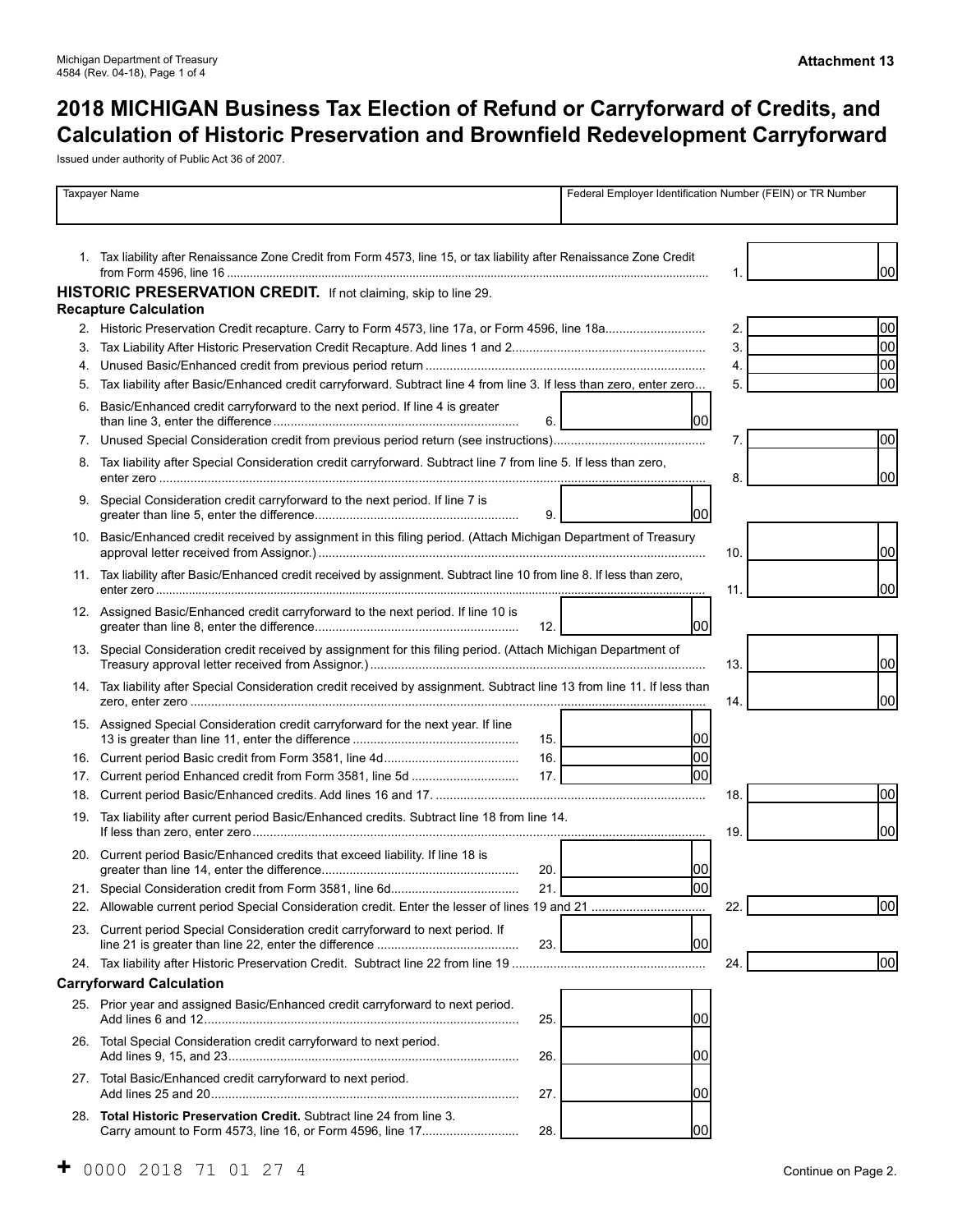Michigan Department of Treasury
4584 (Rev. 04-18), Page 1 of 4

**Attachment 13**

# 2018 MICHIGAN Business Tax Election of Refund or Carryforward of Credits, and Calculation of Historic Preservation and Brownfield Redevelopment Carryforward

Issued under authority of Public Act 36 of 2007.

| Taxpayer Name | Federal Employer Identification Number (FEIN) or TR Number |
|---|---|
| | |

1. Tax liability after Renaissance Zone Credit from Form 4573, line 15, or tax liability after Renaissance Zone Credit from Form 4596, line 16 ........ 1. 00

## HISTORIC PRESERVATION CREDIT. If not claiming, skip to line 29.

### Recapture Calculation

2. Historic Preservation Credit recapture. Carry to Form 4573, line 17a, or Form 4596, line 18a........ 2. 00
3. Tax Liability After Historic Preservation Credit Recapture. Add lines 1 and 2........ 3. 00
4. Unused Basic/Enhanced credit from previous period return ........ 4. 00
5. Tax liability after Basic/Enhanced credit carryforward. Subtract line 4 from line 3. If less than zero, enter zero... 5. 00
6. Basic/Enhanced credit carryforward to the next period. If line 4 is greater than line 3, enter the difference........ 6. 00
7. Unused Special Consideration credit from previous period return (see instructions)........ 7. 00
8. Tax liability after Special Consideration credit carryforward. Subtract line 7 from line 5. If less than zero, enter zero ........ 8. 00
9. Special Consideration credit carryforward to the next period. If line 7 is greater than line 5, enter the difference........ 9. 00
10. Basic/Enhanced credit received by assignment in this filing period. (Attach Michigan Department of Treasury approval letter received from Assignor.)........ 10. 00
11. Tax liability after Basic/Enhanced credit received by assignment. Subtract line 10 from line 8. If less than zero, enter zero ........ 11. 00
12. Assigned Basic/Enhanced credit carryforward to the next period. If line 10 is greater than line 8, enter the difference........ 12. 00
13. Special Consideration credit received by assignment for this filing period. (Attach Michigan Department of Treasury approval letter received from Assignor.)........ 13. 00
14. Tax liability after Special Consideration credit received by assignment. Subtract line 13 from line 11. If less than zero, enter zero ........ 14. 00
15. Assigned Special Consideration credit carryforward for the next year. If line 13 is greater than line 11, enter the difference ........ 15. 00
16. Current period Basic credit from Form 3581, line 4d........ 16. 00
17. Current period Enhanced credit from Form 3581, line 5d ........ 17. 00
18. Current period Basic/Enhanced credits. Add lines 16 and 17. ........ 18. 00
19. Tax liability after current period Basic/Enhanced credits. Subtract line 18 from line 14. If less than zero, enter zero........ 19. 00
20. Current period Basic/Enhanced credits that exceed liability. If line 18 is greater than line 14, enter the difference........ 20. 00
21. Special Consideration credit from Form 3581, line 6d........ 21. 00
22. Allowable current period Special Consideration credit. Enter the lesser of lines 19 and 21 ........ 22. 00
23. Current period Special Consideration credit carryforward to next period. If line 21 is greater than line 22, enter the difference ........ 23. 00
24. Tax liability after Historic Preservation Credit. Subtract line 22 from line 19 ........ 24. 00

### Carryforward Calculation

25. Prior year and assigned Basic/Enhanced credit carryforward to next period. Add lines 6 and 12........ 25. 00
26. Total Special Consideration credit carryforward to next period. Add lines 9, 15, and 23........ 26. 00
27. Total Basic/Enhanced credit carryforward to next period. Add lines 25 and 20........ 27. 00
28. **Total Historic Preservation Credit.** Subtract line 24 from line 3. Carry amount to Form 4573, line 16, or Form 4596, line 17........ 28. 00

+ 0000 2018 71 01 27 4

Continue on Page 2.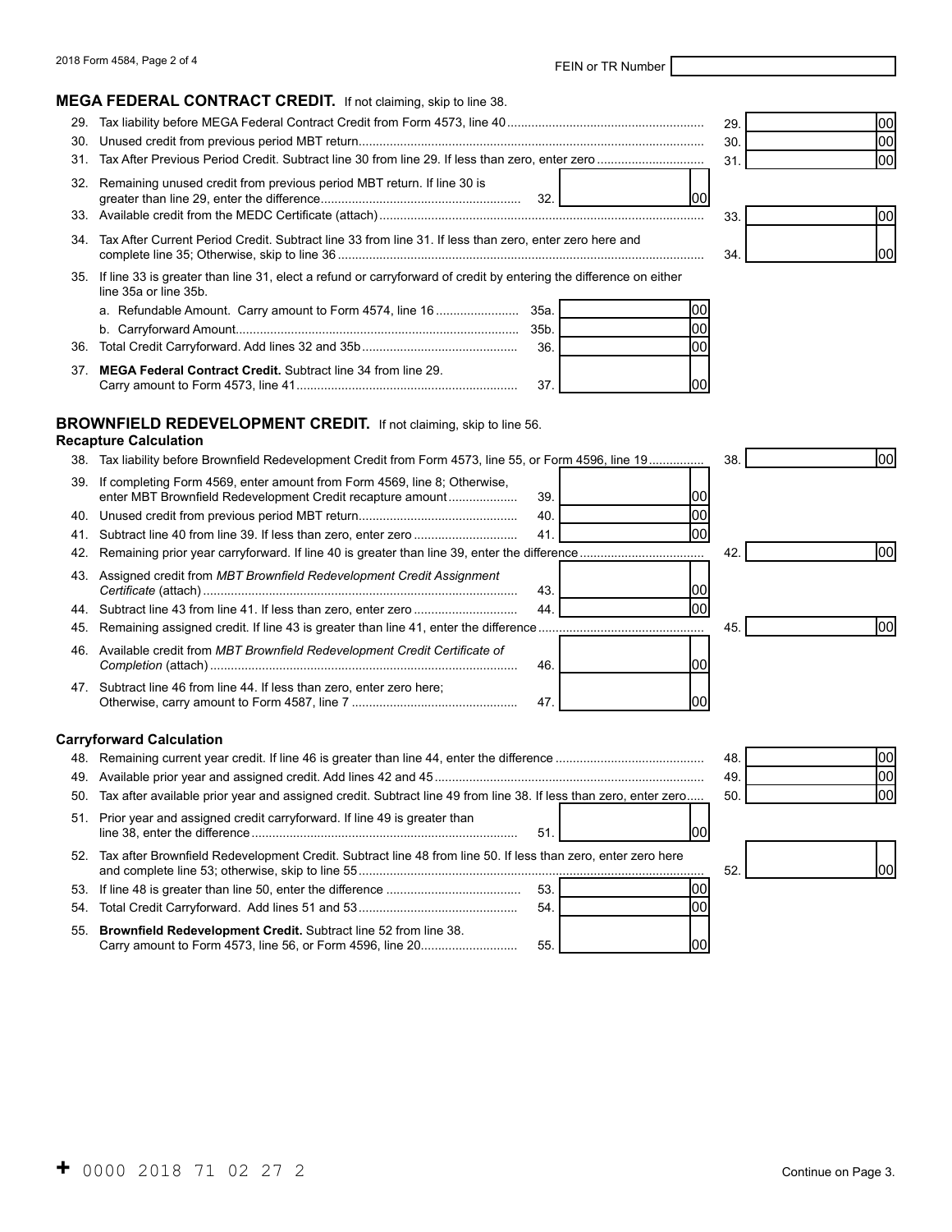FEIN or TR Number

## MEGA FEDERAL CONTRACT CREDIT. If not claiming, skip to line 38.

29. Tax liability before MEGA Federal Contract Credit from Form 4573, line 40 ........................ 29. 00
30. Unused credit from previous period MBT return ........................ 30. 00
31. Tax After Previous Period Credit. Subtract line 30 from line 29. If less than zero, enter zero ........................ 31. 00
32. Remaining unused credit from previous period MBT return. If line 30 is greater than line 29, enter the difference ........................ 32. 00
33. Available credit from the MEDC Certificate (attach) ........................ 33. 00
34. Tax After Current Period Credit. Subtract line 33 from line 31. If less than zero, enter zero here and complete line 35; Otherwise, skip to line 36 ........................ 34. 00
35. If line 33 is greater than line 31, elect a refund or carryforward of credit by entering the difference on either line 35a or line 35b.
    a. Refundable Amount. Carry amount to Form 4574, line 16 ........................ 35a. 00
    b. Carryforward Amount ........................ 35b. 00
36. Total Credit Carryforward. Add lines 32 and 35b ........................ 36. 00
37. **MEGA Federal Contract Credit.** Subtract line 34 from line 29. Carry amount to Form 4573, line 41 ........................ 37. 00

## BROWNFIELD REDEVELOPMENT CREDIT. If not claiming, skip to line 56.

### Recapture Calculation

38. Tax liability before Brownfield Redevelopment Credit from Form 4573, line 55, or Form 4596, line 19 ........................ 38. 00
39. If completing Form 4569, enter amount from Form 4569, line 8; Otherwise, enter MBT Brownfield Redevelopment Credit recapture amount ........................ 39. 00
40. Unused credit from previous period MBT return ........................ 40. 00
41. Subtract line 40 from line 39. If less than zero, enter zero ........................ 41. 00
42. Remaining prior year carryforward. If line 40 is greater than line 39, enter the difference ........................ 42. 00
43. Assigned credit from *MBT Brownfield Redevelopment Credit Assignment Certificate* (attach) ........................ 43. 00
44. Subtract line 43 from line 41. If less than zero, enter zero ........................ 44. 00
45. Remaining assigned credit. If line 43 is greater than line 41, enter the difference ........................ 45. 00
46. Available credit from *MBT Brownfield Redevelopment Credit Certificate of Completion* (attach) ........................ 46. 00
47. Subtract line 46 from line 44. If less than zero, enter zero here; Otherwise, carry amount to Form 4587, line 7 ........................ 47. 00

### Carryforward Calculation

48. Remaining current year credit. If line 46 is greater than line 44, enter the difference ........................ 48. 00
49. Available prior year and assigned credit. Add lines 42 and 45 ........................ 49. 00
50. Tax after available prior year and assigned credit. Subtract line 49 from line 38. If less than zero, enter zero ........................ 50. 00
51. Prior year and assigned credit carryforward. If line 49 is greater than line 38, enter the difference ........................ 51. 00
52. Tax after Brownfield Redevelopment Credit. Subtract line 48 from line 50. If less than zero, enter zero here and complete line 53; otherwise, skip to line 55 ........................ 52. 00
53. If line 48 is greater than line 50, enter the difference ........................ 53. 00
54. Total Credit Carryforward. Add lines 51 and 53 ........................ 54. 00
55. **Brownfield Redevelopment Credit.** Subtract line 52 from line 38. Carry amount to Form 4573, line 56, or Form 4596, line 20 ........................ 55. 00

Continue on Page 3.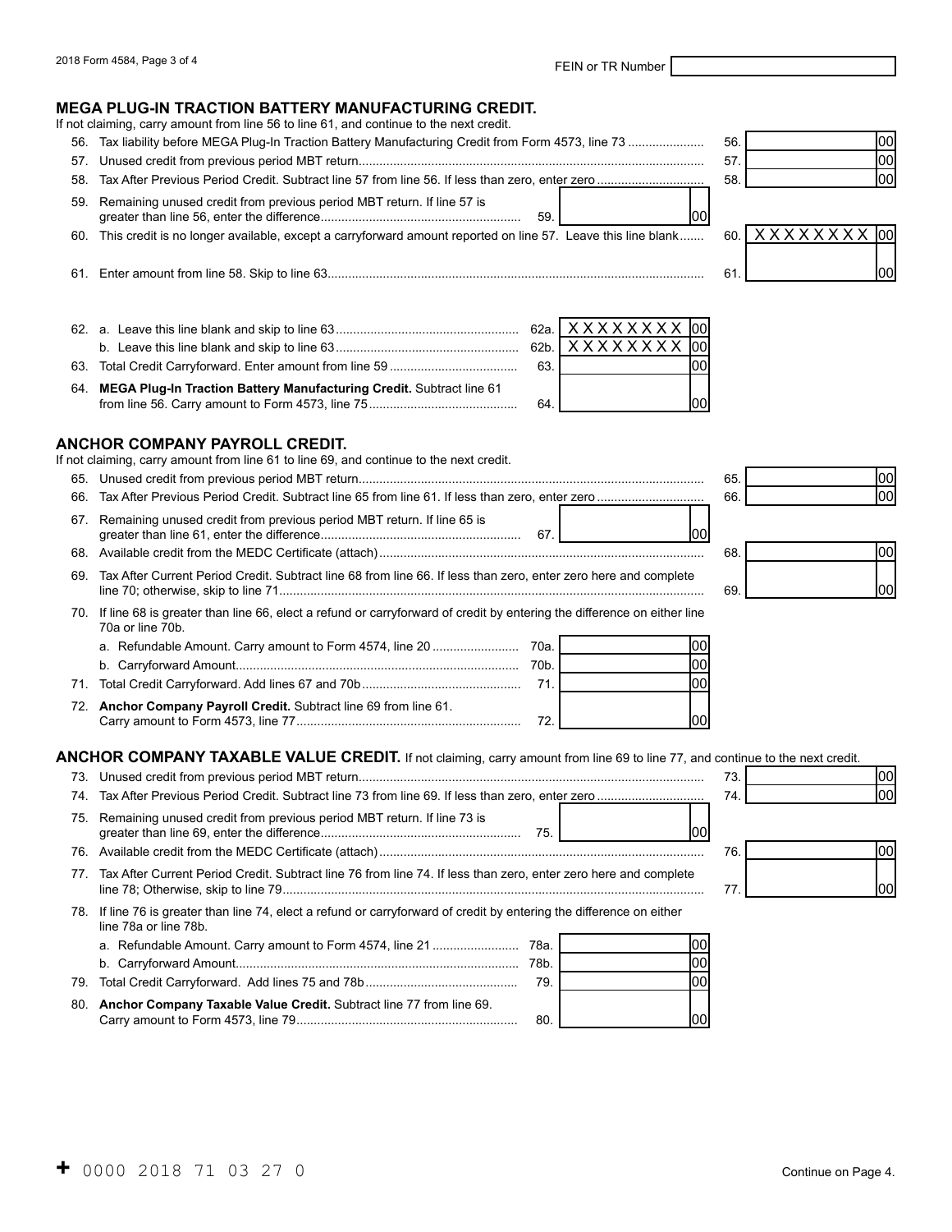2018 Form 4584, Page 3 of 4

FEIN or TR Number

## MEGA PLUG-IN TRACTION BATTERY MANUFACTURING CREDIT.

If not claiming, carry amount from line 56 to line 61, and continue to the next credit.

56. Tax liability before MEGA Plug-In Traction Battery Manufacturing Credit from Form 4573, line 73 ..................... 56. 00
57. Unused credit from previous period MBT return................................................................................................ 57. 00
58. Tax After Previous Period Credit. Subtract line 57 from line 56. If less than zero, enter zero .............................. 58. 00
59. Remaining unused credit from previous period MBT return. If line 57 is greater than line 56, enter the difference......................................................... 59. 00
60. This credit is no longer available, except a carryforward amount reported on line 57. Leave this line blank....... 60. XXXXXXXX 00
61. Enter amount from line 58. Skip to line 63........................................................................................................... 61. 00
62. a. Leave this line blank and skip to line 63.................................................... 62a. XXXXXXXX 00
    b. Leave this line blank and skip to line 63.................................................... 62b. XXXXXXXX 00
63. Total Credit Carryforward. Enter amount from line 59 .................................... 63. 00
64. **MEGA Plug-In Traction Battery Manufacturing Credit.** Subtract line 61 from line 56. Carry amount to Form 4573, line 75.......................................... 64. 00

## ANCHOR COMPANY PAYROLL CREDIT.

If not claiming, carry amount from line 61 to line 69, and continue to the next credit.

65. Unused credit from previous period MBT return................................................................................................ 65. 00
66. Tax After Previous Period Credit. Subtract line 65 from line 61. If less than zero, enter zero .............................. 66. 00
67. Remaining unused credit from previous period MBT return. If line 65 is greater than line 61, enter the difference......................................................... 67. 00
68. Available credit from the MEDC Certificate (attach)............................................................................................ 68. 00
69. Tax After Current Period Credit. Subtract line 68 from line 66. If less than zero, enter zero here and complete line 70; otherwise, skip to line 71......................................................................................................................... 69. 00
70. If line 68 is greater than line 66, elect a refund or carryforward of credit by entering the difference on either line 70a or line 70b.
    a. Refundable Amount. Carry amount to Form 4574, line 20 ........................ 70a. 00
    b. Carryforward Amount................................................................................. 70b. 00
71. Total Credit Carryforward. Add lines 67 and 70b............................................. 71. 00
72. **Anchor Company Payroll Credit.** Subtract line 69 from line 61. Carry amount to Form 4573, line 77................................................................ 72. 00

## ANCHOR COMPANY TAXABLE VALUE CREDIT.

If not claiming, carry amount from line 69 to line 77, and continue to the next credit.

73. Unused credit from previous period MBT return................................................................................................ 73. 00
74. Tax After Previous Period Credit. Subtract line 73 from line 69. If less than zero, enter zero .............................. 74. 00
75. Remaining unused credit from previous period MBT return. If line 73 is greater than line 69, enter the difference......................................................... 75. 00
76. Available credit from the MEDC Certificate (attach)............................................................................................ 76. 00
77. Tax After Current Period Credit. Subtract line 76 from line 74. If less than zero, enter zero here and complete line 78; Otherwise, skip to line 79........................................................................................................................ 77. 00
78. If line 76 is greater than line 74, elect a refund or carryforward of credit by entering the difference on either line 78a or line 78b.
    a. Refundable Amount. Carry amount to Form 4574, line 21 ........................ 78a. 00
    b. Carryforward Amount................................................................................. 78b. 00
79. Total Credit Carryforward. Add lines 75 and 78b........................................... 79. 00
80. **Anchor Company Taxable Value Credit.** Subtract line 77 from line 69. Carry amount to Form 4573, line 79............................................................... 80. 00

+ 0000 2018 71 03 27 0

Continue on Page 4.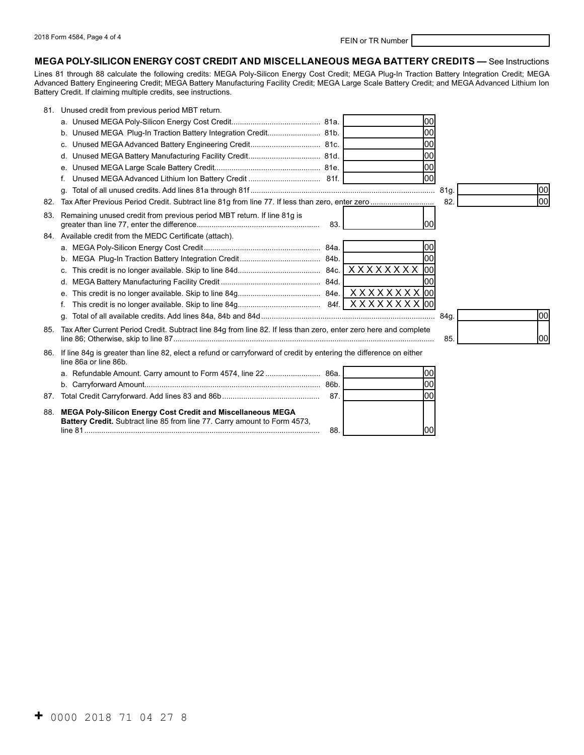FEIN or TR Number

## MEGA POLY-SILICON ENERGY COST CREDIT AND MISCELLANEOUS MEGA BATTERY CREDITS — See Instructions

Lines 81 through 88 calculate the following credits: MEGA Poly-Silicon Energy Cost Credit; MEGA Plug-In Traction Battery Integration Credit; MEGA Advanced Battery Engineering Credit; MEGA Battery Manufacturing Facility Credit; MEGA Large Scale Battery Credit; and MEGA Advanced Lithium Ion Battery Credit. If claiming multiple credits, see instructions.

81. Unused credit from previous period MBT return.

| | Line | Amount | Line | Amount |
|---|---|---|---|---|
| a. Unused MEGA Poly-Silicon Energy Cost Credit | 81a. | 00 | | |
| b. Unused MEGA Plug-In Traction Battery Integration Credit | 81b. | 00 | | |
| c. Unused MEGA Advanced Battery Engineering Credit | 81c. | 00 | | |
| d. Unused MEGA Battery Manufacturing Facility Credit | 81d. | 00 | | |
| e. Unused MEGA Large Scale Battery Credit | 81e. | 00 | | |
| f. Unused MEGA Advanced Lithium Ion Battery Credit | 81f. | 00 | | |
| g. Total of all unused credits. Add lines 81a through 81f | | | 81g. | 00 |

82. Tax After Previous Period Credit. Subtract line 81g from line 77. If less than zero, enter zero ..... 82. 00

83. Remaining unused credit from previous period MBT return. If line 81g is greater than line 77, enter the difference ..... 83. 00

84. Available credit from the MEDC Certificate (attach).

| | Line | Amount | Line | Amount |
|---|---|---|---|---|
| a. MEGA Poly-Silicon Energy Cost Credit | 84a. | 00 | | |
| b. MEGA Plug-In Traction Battery Integration Credit | 84b. | 00 | | |
| c. This credit is no longer available. Skip to line 84d | 84c. | XXXXXXXX 00 | | |
| d. MEGA Battery Manufacturing Facility Credit | 84d. | 00 | | |
| e. This credit is no longer available. Skip to line 84g | 84e. | XXXXXXXX 00 | | |
| f. This credit is no longer available. Skip to line 84g | 84f. | XXXXXXXX 00 | | |
| g. Total of all available credits. Add lines 84a, 84b and 84d | | | 84g. | 00 |

85. Tax After Current Period Credit. Subtract line 84g from line 82. If less than zero, enter zero here and complete line 86; Otherwise, skip to line 87 ..... 85. 00

86. If line 84g is greater than line 82, elect a refund or carryforward of credit by entering the difference on either line 86a or line 86b.

| | Line | Amount |
|---|---|---|
| a. Refundable Amount. Carry amount to Form 4574, line 22 | 86a. | 00 |
| b. Carryforward Amount | 86b. | 00 |

87. Total Credit Carryforward. Add lines 83 and 86b ..... 87. 00

88. **MEGA Poly-Silicon Energy Cost Credit and Miscellaneous MEGA Battery Credit.** Subtract line 85 from line 77. Carry amount to Form 4573, line 81 ..... 88. 00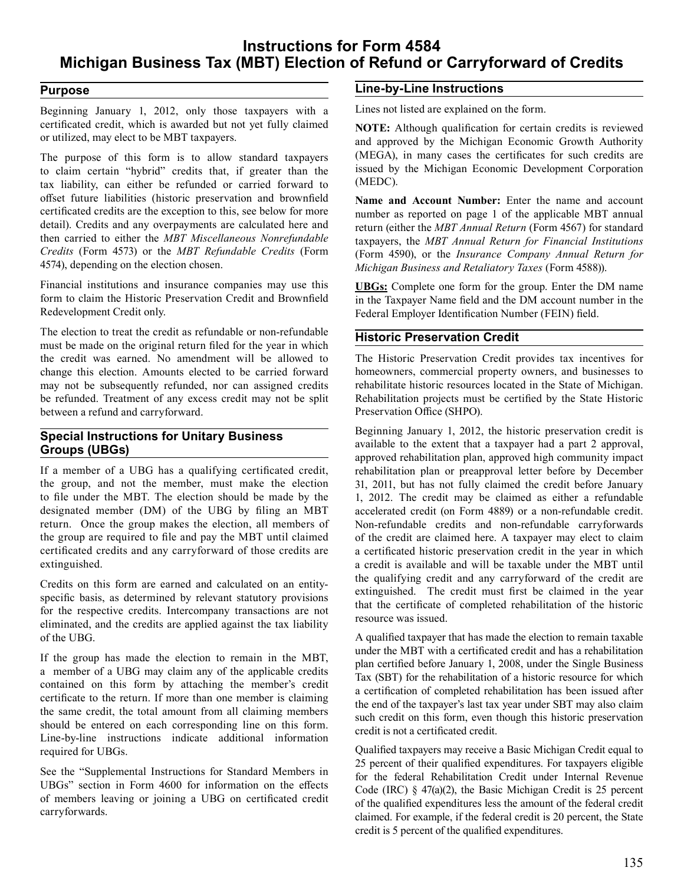# Instructions for Form 4584
# Michigan Business Tax (MBT) Election of Refund or Carryforward of Credits

## Purpose

Beginning January 1, 2012, only those taxpayers with a certificated credit, which is awarded but not yet fully claimed or utilized, may elect to be MBT taxpayers.

The purpose of this form is to allow standard taxpayers to claim certain "hybrid" credits that, if greater than the tax liability, can either be refunded or carried forward to offset future liabilities (historic preservation and brownfield certificated credits are the exception to this, see below for more detail). Credits and any overpayments are calculated here and then carried to either the *MBT Miscellaneous Nonrefundable Credits* (Form 4573) or the *MBT Refundable Credits* (Form 4574), depending on the election chosen.

Financial institutions and insurance companies may use this form to claim the Historic Preservation Credit and Brownfield Redevelopment Credit only.

The election to treat the credit as refundable or non-refundable must be made on the original return filed for the year in which the credit was earned. No amendment will be allowed to change this election. Amounts elected to be carried forward may not be subsequently refunded, nor can assigned credits be refunded. Treatment of any excess credit may not be split between a refund and carryforward.

## Special Instructions for Unitary Business Groups (UBGs)

If a member of a UBG has a qualifying certificated credit, the group, and not the member, must make the election to file under the MBT. The election should be made by the designated member (DM) of the UBG by filing an MBT return. Once the group makes the election, all members of the group are required to file and pay the MBT until claimed certificated credits and any carryforward of those credits are extinguished.

Credits on this form are earned and calculated on an entity-specific basis, as determined by relevant statutory provisions for the respective credits. Intercompany transactions are not eliminated, and the credits are applied against the tax liability of the UBG.

If the group has made the election to remain in the MBT, a member of a UBG may claim any of the applicable credits contained on this form by attaching the member's credit certificate to the return. If more than one member is claiming the same credit, the total amount from all claiming members should be entered on each corresponding line on this form. Line-by-line instructions indicate additional information required for UBGs.

See the "Supplemental Instructions for Standard Members in UBGs" section in Form 4600 for information on the effects of members leaving or joining a UBG on certificated credit carryforwards.

## Line-by-Line Instructions

Lines not listed are explained on the form.

**NOTE:** Although qualification for certain credits is reviewed and approved by the Michigan Economic Growth Authority (MEGA), in many cases the certificates for such credits are issued by the Michigan Economic Development Corporation (MEDC).

**Name and Account Number:** Enter the name and account number as reported on page 1 of the applicable MBT annual return (either the *MBT Annual Return* (Form 4567) for standard taxpayers, the *MBT Annual Return for Financial Institutions* (Form 4590), or the *Insurance Company Annual Return for Michigan Business and Retaliatory Taxes* (Form 4588)).

**UBGs:** Complete one form for the group. Enter the DM name in the Taxpayer Name field and the DM account number in the Federal Employer Identification Number (FEIN) field.

## Historic Preservation Credit

The Historic Preservation Credit provides tax incentives for homeowners, commercial property owners, and businesses to rehabilitate historic resources located in the State of Michigan. Rehabilitation projects must be certified by the State Historic Preservation Office (SHPO).

Beginning January 1, 2012, the historic preservation credit is available to the extent that a taxpayer had a part 2 approval, approved rehabilitation plan, approved high community impact rehabilitation plan or preapproval letter before by December 31, 2011, but has not fully claimed the credit before January 1, 2012. The credit may be claimed as either a refundable accelerated credit (on Form 4889) or a non-refundable credit. Non-refundable credits and non-refundable carryforwards of the credit are claimed here. A taxpayer may elect to claim a certificated historic preservation credit in the year in which a credit is available and will be taxable under the MBT until the qualifying credit and any carryforward of the credit are extinguished. The credit must first be claimed in the year that the certificate of completed rehabilitation of the historic resource was issued.

A qualified taxpayer that has made the election to remain taxable under the MBT with a certificated credit and has a rehabilitation plan certified before January 1, 2008, under the Single Business Tax (SBT) for the rehabilitation of a historic resource for which a certification of completed rehabilitation has been issued after the end of the taxpayer's last tax year under SBT may also claim such credit on this form, even though this historic preservation credit is not a certificated credit.

Qualified taxpayers may receive a Basic Michigan Credit equal to 25 percent of their qualified expenditures. For taxpayers eligible for the federal Rehabilitation Credit under Internal Revenue Code (IRC) § 47(a)(2), the Basic Michigan Credit is 25 percent of the qualified expenditures less the amount of the federal credit claimed. For example, if the federal credit is 20 percent, the State credit is 5 percent of the qualified expenditures.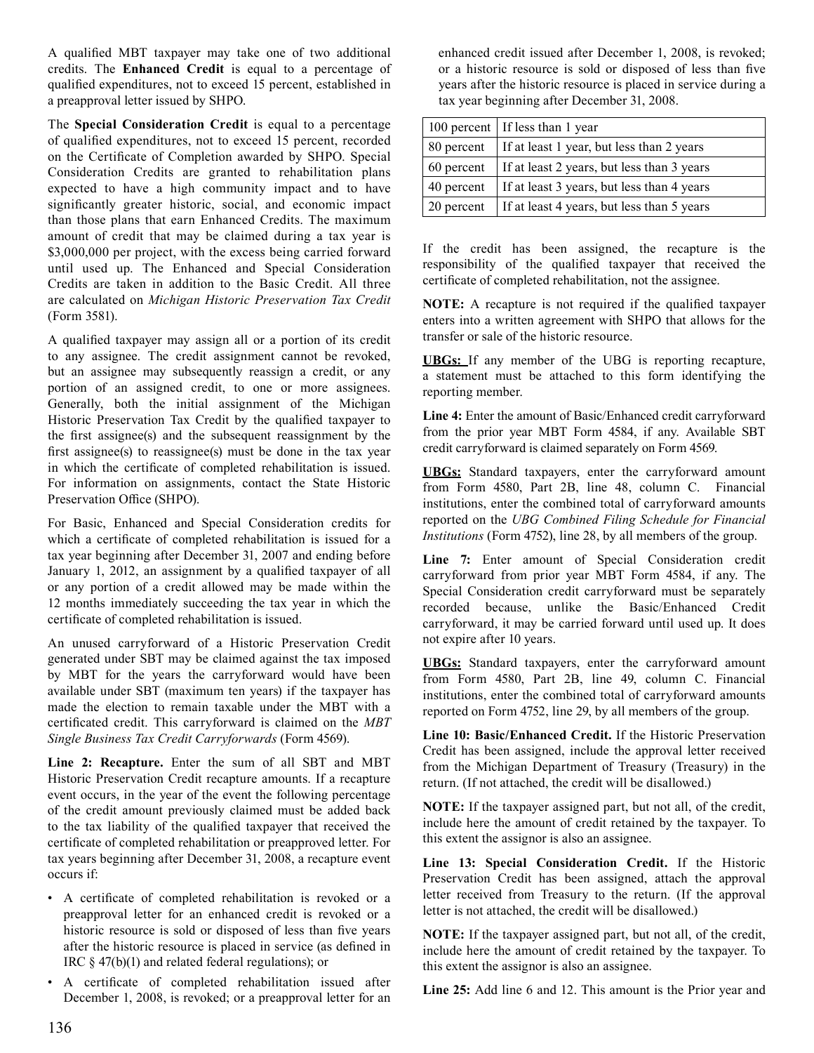A qualified MBT taxpayer may take one of two additional credits. The **Enhanced Credit** is equal to a percentage of qualified expenditures, not to exceed 15 percent, established in a preapproval letter issued by SHPO.

The **Special Consideration Credit** is equal to a percentage of qualified expenditures, not to exceed 15 percent, recorded on the Certificate of Completion awarded by SHPO. Special Consideration Credits are granted to rehabilitation plans expected to have a high community impact and to have significantly greater historic, social, and economic impact than those plans that earn Enhanced Credits. The maximum amount of credit that may be claimed during a tax year is $3,000,000 per project, with the excess being carried forward until used up. The Enhanced and Special Consideration Credits are taken in addition to the Basic Credit. All three are calculated on *Michigan Historic Preservation Tax Credit* (Form 3581).

A qualified taxpayer may assign all or a portion of its credit to any assignee. The credit assignment cannot be revoked, but an assignee may subsequently reassign a credit, or any portion of an assigned credit, to one or more assignees. Generally, both the initial assignment of the Michigan Historic Preservation Tax Credit by the qualified taxpayer to the first assignee(s) and the subsequent reassignment by the first assignee(s) to reassignee(s) must be done in the tax year in which the certificate of completed rehabilitation is issued. For information on assignments, contact the State Historic Preservation Office (SHPO).

For Basic, Enhanced and Special Consideration credits for which a certificate of completed rehabilitation is issued for a tax year beginning after December 31, 2007 and ending before January 1, 2012, an assignment by a qualified taxpayer of all or any portion of a credit allowed may be made within the 12 months immediately succeeding the tax year in which the certificate of completed rehabilitation is issued.

An unused carryforward of a Historic Preservation Credit generated under SBT may be claimed against the tax imposed by MBT for the years the carryforward would have been available under SBT (maximum ten years) if the taxpayer has made the election to remain taxable under the MBT with a certificated credit. This carryforward is claimed on the *MBT Single Business Tax Credit Carryforwards* (Form 4569).

**Line 2: Recapture.** Enter the sum of all SBT and MBT Historic Preservation Credit recapture amounts. If a recapture event occurs, in the year of the event the following percentage of the credit amount previously claimed must be added back to the tax liability of the qualified taxpayer that received the certificate of completed rehabilitation or preapproved letter. For tax years beginning after December 31, 2008, a recapture event occurs if:

- A certificate of completed rehabilitation is revoked or a preapproval letter for an enhanced credit is revoked or a historic resource is sold or disposed of less than five years after the historic resource is placed in service (as defined in IRC § 47(b)(1) and related federal regulations); or
- A certificate of completed rehabilitation issued after December 1, 2008, is revoked; or a preapproval letter for an enhanced credit issued after December 1, 2008, is revoked; or a historic resource is sold or disposed of less than five years after the historic resource is placed in service during a tax year beginning after December 31, 2008.

| | |
|---|---|
| 100 percent | If less than 1 year |
| 80 percent | If at least 1 year, but less than 2 years |
| 60 percent | If at least 2 years, but less than 3 years |
| 40 percent | If at least 3 years, but less than 4 years |
| 20 percent | If at least 4 years, but less than 5 years |

If the credit has been assigned, the recapture is the responsibility of the qualified taxpayer that received the certificate of completed rehabilitation, not the assignee.

**NOTE:** A recapture is not required if the qualified taxpayer enters into a written agreement with SHPO that allows for the transfer or sale of the historic resource.

**UBGs:** If any member of the UBG is reporting recapture, a statement must be attached to this form identifying the reporting member.

**Line 4:** Enter the amount of Basic/Enhanced credit carryforward from the prior year MBT Form 4584, if any. Available SBT credit carryforward is claimed separately on Form 4569.

**UBGs:** Standard taxpayers, enter the carryforward amount from Form 4580, Part 2B, line 48, column C. Financial institutions, enter the combined total of carryforward amounts reported on the *UBG Combined Filing Schedule for Financial Institutions* (Form 4752), line 28, by all members of the group.

**Line 7:** Enter amount of Special Consideration credit carryforward from prior year MBT Form 4584, if any. The Special Consideration credit carryforward must be separately recorded because, unlike the Basic/Enhanced Credit carryforward, it may be carried forward until used up. It does not expire after 10 years.

**UBGs:** Standard taxpayers, enter the carryforward amount from Form 4580, Part 2B, line 49, column C. Financial institutions, enter the combined total of carryforward amounts reported on Form 4752, line 29, by all members of the group.

**Line 10: Basic/Enhanced Credit.** If the Historic Preservation Credit has been assigned, include the approval letter received from the Michigan Department of Treasury (Treasury) in the return. (If not attached, the credit will be disallowed.)

**NOTE:** If the taxpayer assigned part, but not all, of the credit, include here the amount of credit retained by the taxpayer. To this extent the assignor is also an assignee.

**Line 13: Special Consideration Credit.** If the Historic Preservation Credit has been assigned, attach the approval letter received from Treasury to the return. (If the approval letter is not attached, the credit will be disallowed.)

**NOTE:** If the taxpayer assigned part, but not all, of the credit, include here the amount of credit retained by the taxpayer. To this extent the assignor is also an assignee.

**Line 25:** Add line 6 and 12. This amount is the Prior year and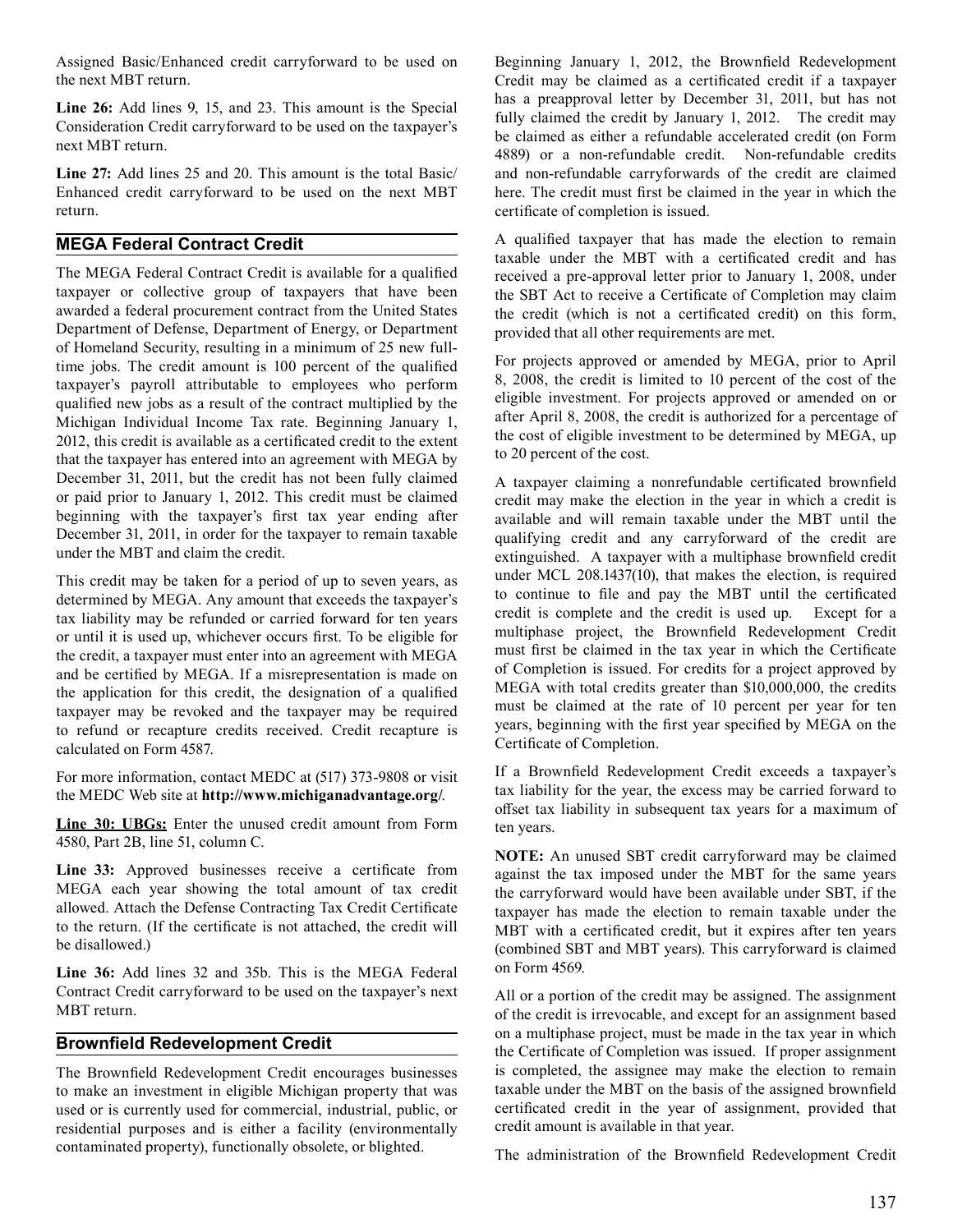Assigned Basic/Enhanced credit carryforward to be used on the next MBT return.

**Line 26:** Add lines 9, 15, and 23. This amount is the Special Consideration Credit carryforward to be used on the taxpayer's next MBT return.

**Line 27:** Add lines 25 and 20. This amount is the total Basic/Enhanced credit carryforward to be used on the next MBT return.

## MEGA Federal Contract Credit

The MEGA Federal Contract Credit is available for a qualified taxpayer or collective group of taxpayers that have been awarded a federal procurement contract from the United States Department of Defense, Department of Energy, or Department of Homeland Security, resulting in a minimum of 25 new full-time jobs. The credit amount is 100 percent of the qualified taxpayer's payroll attributable to employees who perform qualified new jobs as a result of the contract multiplied by the Michigan Individual Income Tax rate. Beginning January 1, 2012, this credit is available as a certificated credit to the extent that the taxpayer has entered into an agreement with MEGA by December 31, 2011, but the credit has not been fully claimed or paid prior to January 1, 2012. This credit must be claimed beginning with the taxpayer's first tax year ending after December 31, 2011, in order for the taxpayer to remain taxable under the MBT and claim the credit.

This credit may be taken for a period of up to seven years, as determined by MEGA. Any amount that exceeds the taxpayer's tax liability may be refunded or carried forward for ten years or until it is used up, whichever occurs first. To be eligible for the credit, a taxpayer must enter into an agreement with MEGA and be certified by MEGA. If a misrepresentation is made on the application for this credit, the designation of a qualified taxpayer may be revoked and the taxpayer may be required to refund or recapture credits received. Credit recapture is calculated on Form 4587.

For more information, contact MEDC at (517) 373-9808 or visit the MEDC Web site at **http://www.michiganadvantage.org/**.

**Line 30: UBGs:** Enter the unused credit amount from Form 4580, Part 2B, line 51, column C.

**Line 33:** Approved businesses receive a certificate from MEGA each year showing the total amount of tax credit allowed. Attach the Defense Contracting Tax Credit Certificate to the return. (If the certificate is not attached, the credit will be disallowed.)

**Line 36:** Add lines 32 and 35b. This is the MEGA Federal Contract Credit carryforward to be used on the taxpayer's next MBT return.

## Brownfield Redevelopment Credit

The Brownfield Redevelopment Credit encourages businesses to make an investment in eligible Michigan property that was used or is currently used for commercial, industrial, public, or residential purposes and is either a facility (environmentally contaminated property), functionally obsolete, or blighted.

Beginning January 1, 2012, the Brownfield Redevelopment Credit may be claimed as a certificated credit if a taxpayer has a preapproval letter by December 31, 2011, but has not fully claimed the credit by January 1, 2012. The credit may be claimed as either a refundable accelerated credit (on Form 4889) or a non-refundable credit. Non-refundable credits and non-refundable carryforwards of the credit are claimed here. The credit must first be claimed in the year in which the certificate of completion is issued.

A qualified taxpayer that has made the election to remain taxable under the MBT with a certificated credit and has received a pre-approval letter prior to January 1, 2008, under the SBT Act to receive a Certificate of Completion may claim the credit (which is not a certificated credit) on this form, provided that all other requirements are met.

For projects approved or amended by MEGA, prior to April 8, 2008, the credit is limited to 10 percent of the cost of the eligible investment. For projects approved or amended on or after April 8, 2008, the credit is authorized for a percentage of the cost of eligible investment to be determined by MEGA, up to 20 percent of the cost.

A taxpayer claiming a nonrefundable certificated brownfield credit may make the election in the year in which a credit is available and will remain taxable under the MBT until the qualifying credit and any carryforward of the credit are extinguished. A taxpayer with a multiphase brownfield credit under MCL 208.1437(10), that makes the election, is required to continue to file and pay the MBT until the certificated credit is complete and the credit is used up. Except for a multiphase project, the Brownfield Redevelopment Credit must first be claimed in the tax year in which the Certificate of Completion is issued. For credits for a project approved by MEGA with total credits greater than $10,000,000, the credits must be claimed at the rate of 10 percent per year for ten years, beginning with the first year specified by MEGA on the Certificate of Completion.

If a Brownfield Redevelopment Credit exceeds a taxpayer's tax liability for the year, the excess may be carried forward to offset tax liability in subsequent tax years for a maximum of ten years.

**NOTE:** An unused SBT credit carryforward may be claimed against the tax imposed under the MBT for the same years the carryforward would have been available under SBT, if the taxpayer has made the election to remain taxable under the MBT with a certificated credit, but it expires after ten years (combined SBT and MBT years). This carryforward is claimed on Form 4569.

All or a portion of the credit may be assigned. The assignment of the credit is irrevocable, and except for an assignment based on a multiphase project, must be made in the tax year in which the Certificate of Completion was issued. If proper assignment is completed, the assignee may make the election to remain taxable under the MBT on the basis of the assigned brownfield certificated credit in the year of assignment, provided that credit amount is available in that year.

The administration of the Brownfield Redevelopment Credit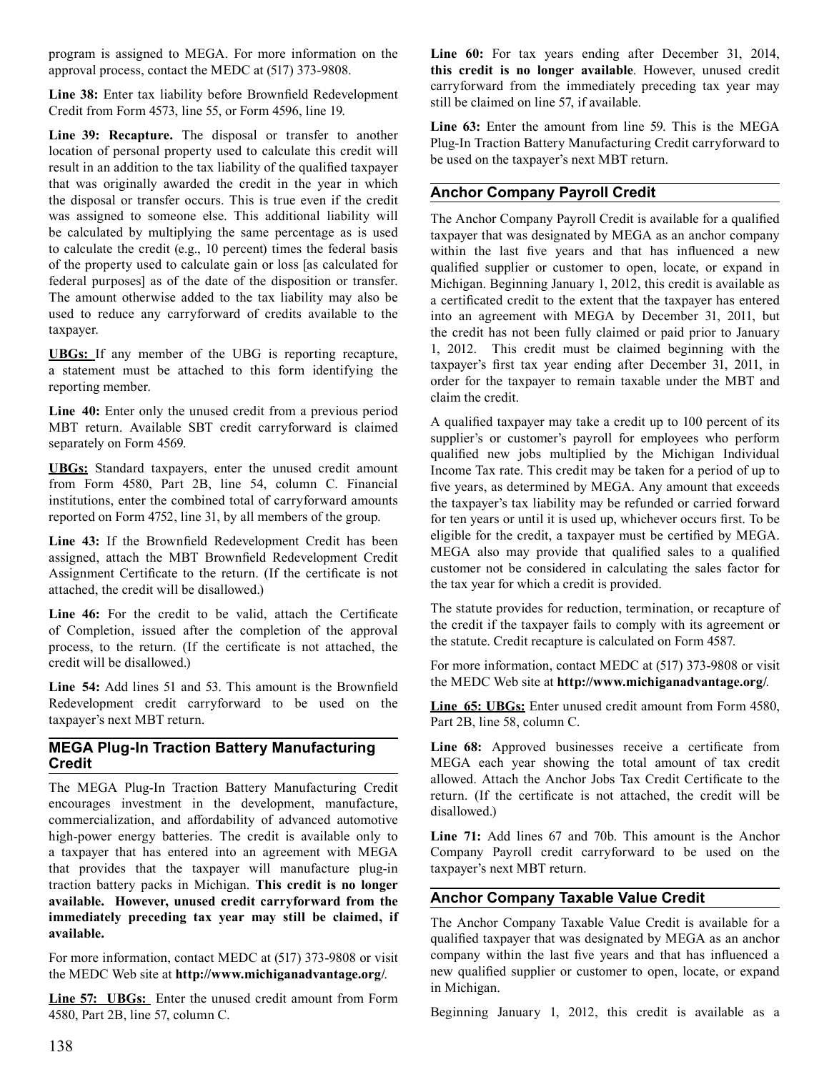program is assigned to MEGA. For more information on the approval process, contact the MEDC at (517) 373-9808.

**Line 38:** Enter tax liability before Brownfield Redevelopment Credit from Form 4573, line 55, or Form 4596, line 19.

**Line 39: Recapture.** The disposal or transfer to another location of personal property used to calculate this credit will result in an addition to the tax liability of the qualified taxpayer that was originally awarded the credit in the year in which the disposal or transfer occurs. This is true even if the credit was assigned to someone else. This additional liability will be calculated by multiplying the same percentage as is used to calculate the credit (e.g., 10 percent) times the federal basis of the property used to calculate gain or loss [as calculated for federal purposes] as of the date of the disposition or transfer. The amount otherwise added to the tax liability may also be used to reduce any carryforward of credits available to the taxpayer.

**UBGs:** If any member of the UBG is reporting recapture, a statement must be attached to this form identifying the reporting member.

**Line 40:** Enter only the unused credit from a previous period MBT return. Available SBT credit carryforward is claimed separately on Form 4569.

**UBGs:** Standard taxpayers, enter the unused credit amount from Form 4580, Part 2B, line 54, column C. Financial institutions, enter the combined total of carryforward amounts reported on Form 4752, line 31, by all members of the group.

**Line 43:** If the Brownfield Redevelopment Credit has been assigned, attach the MBT Brownfield Redevelopment Credit Assignment Certificate to the return. (If the certificate is not attached, the credit will be disallowed.)

**Line 46:** For the credit to be valid, attach the Certificate of Completion, issued after the completion of the approval process, to the return. (If the certificate is not attached, the credit will be disallowed.)

**Line 54:** Add lines 51 and 53. This amount is the Brownfield Redevelopment credit carryforward to be used on the taxpayer's next MBT return.

## MEGA Plug-In Traction Battery Manufacturing Credit

The MEGA Plug-In Traction Battery Manufacturing Credit encourages investment in the development, manufacture, commercialization, and affordability of advanced automotive high-power energy batteries. The credit is available only to a taxpayer that has entered into an agreement with MEGA that provides that the taxpayer will manufacture plug-in traction battery packs in Michigan. **This credit is no longer available. However, unused credit carryforward from the immediately preceding tax year may still be claimed, if available.**

For more information, contact MEDC at (517) 373-9808 or visit the MEDC Web site at **http://www.michiganadvantage.org/**.

**Line 57: UBGs:** Enter the unused credit amount from Form 4580, Part 2B, line 57, column C.

**Line 60:** For tax years ending after December 31, 2014, **this credit is no longer available**. However, unused credit carryforward from the immediately preceding tax year may still be claimed on line 57, if available.

**Line 63:** Enter the amount from line 59. This is the MEGA Plug-In Traction Battery Manufacturing Credit carryforward to be used on the taxpayer's next MBT return.

## Anchor Company Payroll Credit

The Anchor Company Payroll Credit is available for a qualified taxpayer that was designated by MEGA as an anchor company within the last five years and that has influenced a new qualified supplier or customer to open, locate, or expand in Michigan. Beginning January 1, 2012, this credit is available as a certificated credit to the extent that the taxpayer has entered into an agreement with MEGA by December 31, 2011, but the credit has not been fully claimed or paid prior to January 1, 2012. This credit must be claimed beginning with the taxpayer's first tax year ending after December 31, 2011, in order for the taxpayer to remain taxable under the MBT and claim the credit.

A qualified taxpayer may take a credit up to 100 percent of its supplier's or customer's payroll for employees who perform qualified new jobs multiplied by the Michigan Individual Income Tax rate. This credit may be taken for a period of up to five years, as determined by MEGA. Any amount that exceeds the taxpayer's tax liability may be refunded or carried forward for ten years or until it is used up, whichever occurs first. To be eligible for the credit, a taxpayer must be certified by MEGA. MEGA also may provide that qualified sales to a qualified customer not be considered in calculating the sales factor for the tax year for which a credit is provided.

The statute provides for reduction, termination, or recapture of the credit if the taxpayer fails to comply with its agreement or the statute. Credit recapture is calculated on Form 4587.

For more information, contact MEDC at (517) 373-9808 or visit the MEDC Web site at **http://www.michiganadvantage.org/**.

**Line 65: UBGs:** Enter unused credit amount from Form 4580, Part 2B, line 58, column C.

**Line 68:** Approved businesses receive a certificate from MEGA each year showing the total amount of tax credit allowed. Attach the Anchor Jobs Tax Credit Certificate to the return. (If the certificate is not attached, the credit will be disallowed.)

**Line 71:** Add lines 67 and 70b. This amount is the Anchor Company Payroll credit carryforward to be used on the taxpayer's next MBT return.

## Anchor Company Taxable Value Credit

The Anchor Company Taxable Value Credit is available for a qualified taxpayer that was designated by MEGA as an anchor company within the last five years and that has influenced a new qualified supplier or customer to open, locate, or expand in Michigan.

Beginning January 1, 2012, this credit is available as a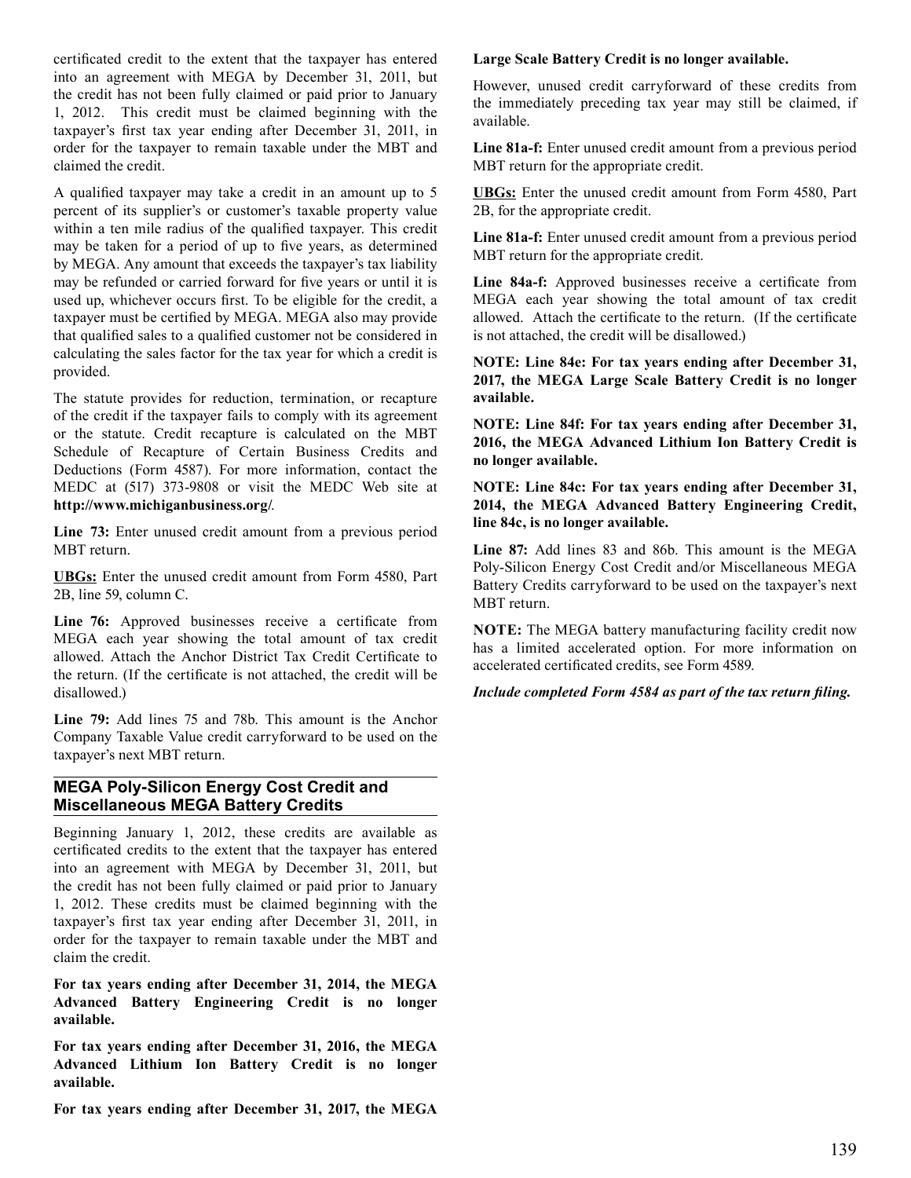certificated credit to the extent that the taxpayer has entered into an agreement with MEGA by December 31, 2011, but the credit has not been fully claimed or paid prior to January 1, 2012. This credit must be claimed beginning with the taxpayer's first tax year ending after December 31, 2011, in order for the taxpayer to remain taxable under the MBT and claimed the credit.

A qualified taxpayer may take a credit in an amount up to 5 percent of its supplier's or customer's taxable property value within a ten mile radius of the qualified taxpayer. This credit may be taken for a period of up to five years, as determined by MEGA. Any amount that exceeds the taxpayer's tax liability may be refunded or carried forward for five years or until it is used up, whichever occurs first. To be eligible for the credit, a taxpayer must be certified by MEGA. MEGA also may provide that qualified sales to a qualified customer not be considered in calculating the sales factor for the tax year for which a credit is provided.

The statute provides for reduction, termination, or recapture of the credit if the taxpayer fails to comply with its agreement or the statute. Credit recapture is calculated on the MBT Schedule of Recapture of Certain Business Credits and Deductions (Form 4587). For more information, contact the MEDC at (517) 373-9808 or visit the MEDC Web site at **http://www.michiganbusiness.org/**.

**Line 73:** Enter unused credit amount from a previous period MBT return.

**UBGs:** Enter the unused credit amount from Form 4580, Part 2B, line 59, column C.

**Line 76:** Approved businesses receive a certificate from MEGA each year showing the total amount of tax credit allowed. Attach the Anchor District Tax Credit Certificate to the return. (If the certificate is not attached, the credit will be disallowed.)

**Line 79:** Add lines 75 and 78b. This amount is the Anchor Company Taxable Value credit carryforward to be used on the taxpayer's next MBT return.

## MEGA Poly-Silicon Energy Cost Credit and Miscellaneous MEGA Battery Credits

Beginning January 1, 2012, these credits are available as certificated credits to the extent that the taxpayer has entered into an agreement with MEGA by December 31, 2011, but the credit has not been fully claimed or paid prior to January 1, 2012. These credits must be claimed beginning with the taxpayer's first tax year ending after December 31, 2011, in order for the taxpayer to remain taxable under the MBT and claim the credit.

**For tax years ending after December 31, 2014, the MEGA Advanced Battery Engineering Credit is no longer available.**

**For tax years ending after December 31, 2016, the MEGA Advanced Lithium Ion Battery Credit is no longer available.**

**For tax years ending after December 31, 2017, the MEGA Large Scale Battery Credit is no longer available.**

However, unused credit carryforward of these credits from the immediately preceding tax year may still be claimed, if available.

**Line 81a-f:** Enter unused credit amount from a previous period MBT return for the appropriate credit.

**UBGs:** Enter the unused credit amount from Form 4580, Part 2B, for the appropriate credit.

**Line 81a-f:** Enter unused credit amount from a previous period MBT return for the appropriate credit.

**Line 84a-f:** Approved businesses receive a certificate from MEGA each year showing the total amount of tax credit allowed. Attach the certificate to the return. (If the certificate is not attached, the credit will be disallowed.)

**NOTE: Line 84e: For tax years ending after December 31, 2017, the MEGA Large Scale Battery Credit is no longer available.**

**NOTE: Line 84f: For tax years ending after December 31, 2016, the MEGA Advanced Lithium Ion Battery Credit is no longer available.**

**NOTE: Line 84c: For tax years ending after December 31, 2014, the MEGA Advanced Battery Engineering Credit, line 84c, is no longer available.**

**Line 87:** Add lines 83 and 86b. This amount is the MEGA Poly-Silicon Energy Cost Credit and/or Miscellaneous MEGA Battery Credits carryforward to be used on the taxpayer's next MBT return.

**NOTE:** The MEGA battery manufacturing facility credit now has a limited accelerated option. For more information on accelerated certificated credits, see Form 4589.

***Include completed Form 4584 as part of the tax return filing.***